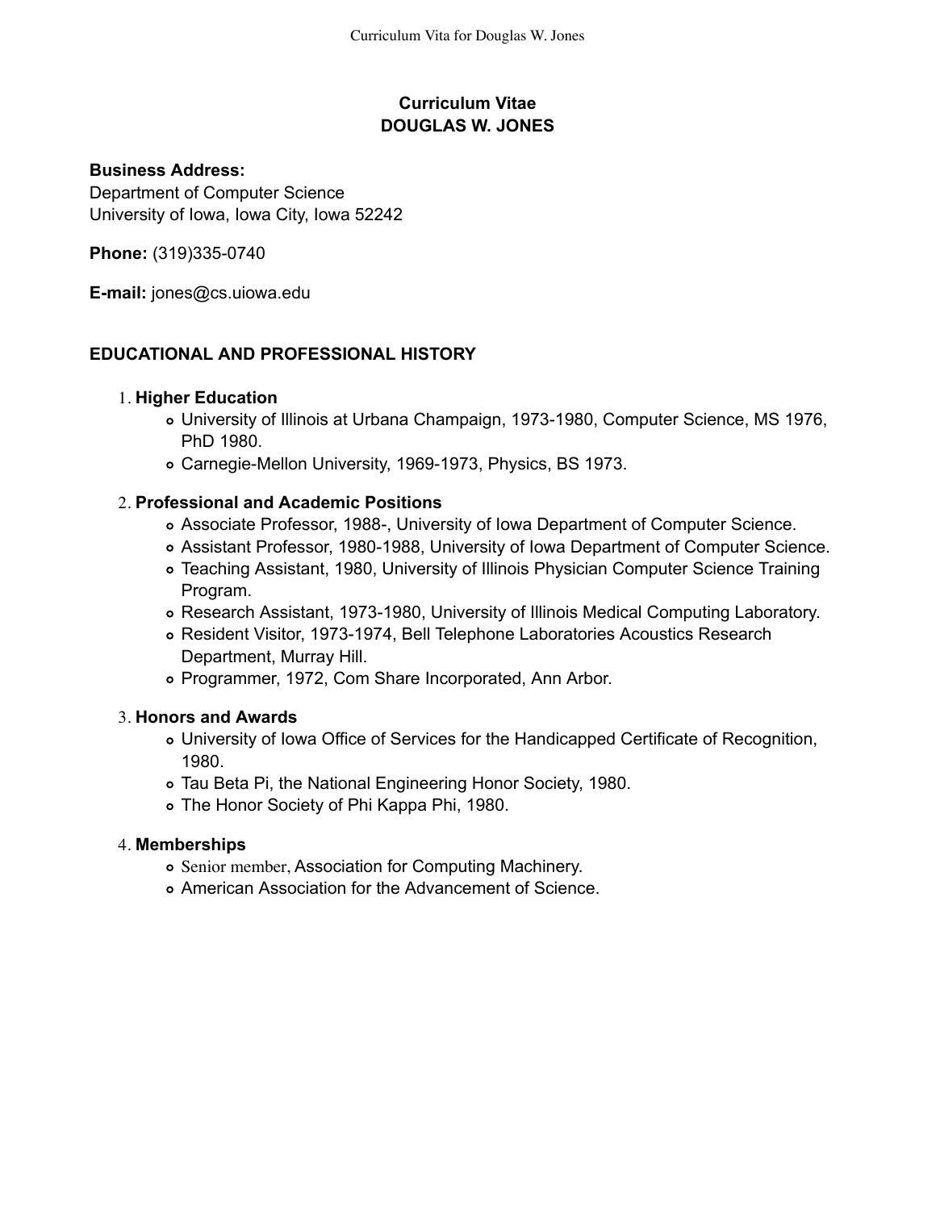# Curriculum Vitae
# DOUGLAS W. JONES

**Business Address:**
Department of Computer Science
University of Iowa, Iowa City, Iowa 52242

**Phone:** (319)335-0740

**E-mail:** jones@cs.uiowa.edu

## EDUCATIONAL AND PROFESSIONAL HISTORY

1. **Higher Education**
   - University of Illinois at Urbana Champaign, 1973-1980, Computer Science, MS 1976, PhD 1980.
   - Carnegie-Mellon University, 1969-1973, Physics, BS 1973.

2. **Professional and Academic Positions**
   - Associate Professor, 1988-, University of Iowa Department of Computer Science.
   - Assistant Professor, 1980-1988, University of Iowa Department of Computer Science.
   - Teaching Assistant, 1980, University of Illinois Physician Computer Science Training Program.
   - Research Assistant, 1973-1980, University of Illinois Medical Computing Laboratory.
   - Resident Visitor, 1973-1974, Bell Telephone Laboratories Acoustics Research Department, Murray Hill.
   - Programmer, 1972, Com Share Incorporated, Ann Arbor.

3. **Honors and Awards**
   - University of Iowa Office of Services for the Handicapped Certificate of Recognition, 1980.
   - Tau Beta Pi, the National Engineering Honor Society, 1980.
   - The Honor Society of Phi Kappa Phi, 1980.

4. **Memberships**
   - Senior member, Association for Computing Machinery.
   - American Association for the Advancement of Science.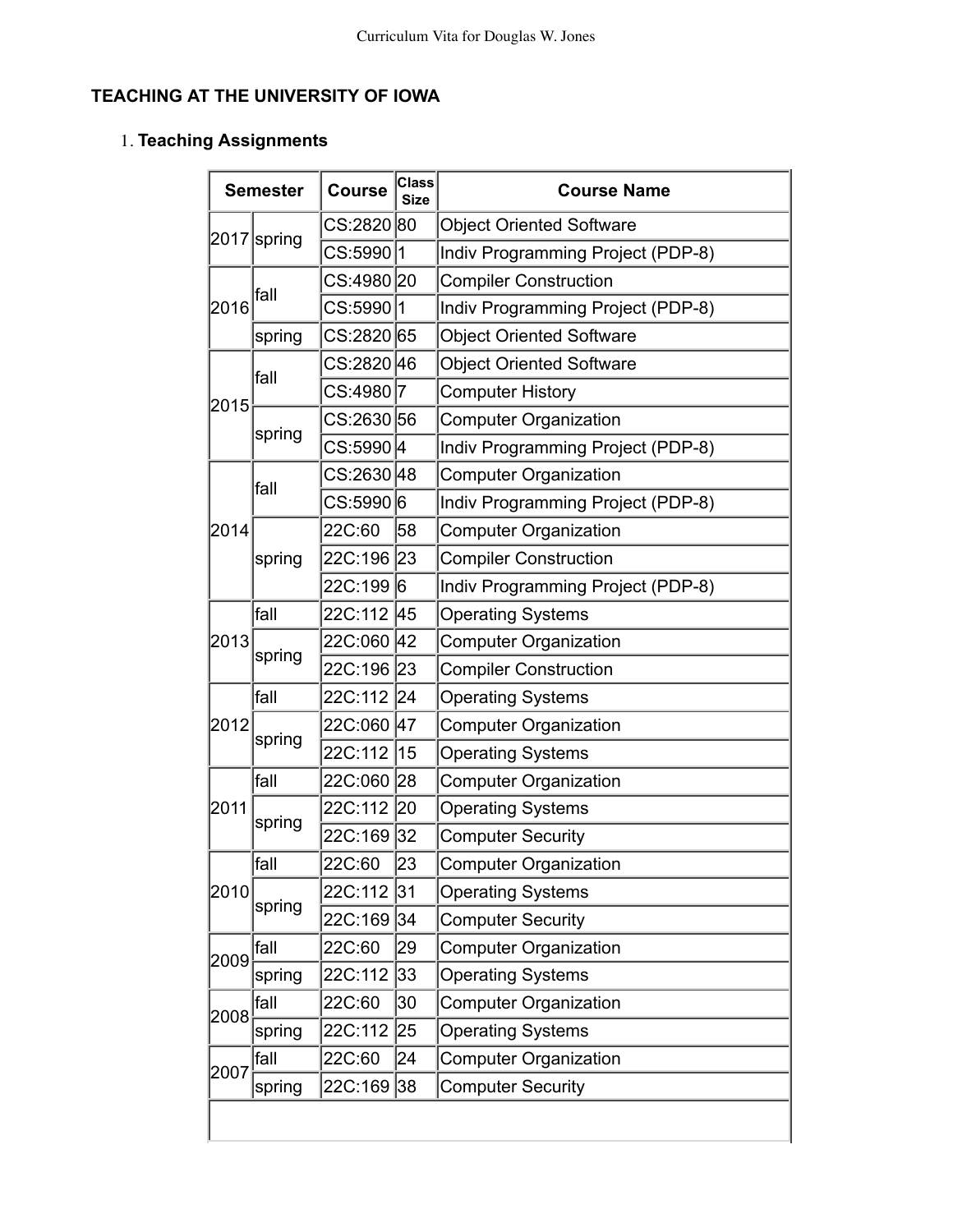## TEACHING AT THE UNIVERSITY OF IOWA

1. **Teaching Assignments**

| Semester | | Course | Class Size | Course Name |
|---|---|---|---|---|
| 2017 | spring | CS:2820 | 80 | Object Oriented Software |
| | | CS:5990 | 1 | Indiv Programming Project (PDP-8) |
| 2016 | fall | CS:4980 | 20 | Compiler Construction |
| | | CS:5990 | 1 | Indiv Programming Project (PDP-8) |
| | spring | CS:2820 | 65 | Object Oriented Software |
| 2015 | fall | CS:2820 | 46 | Object Oriented Software |
| | | CS:4980 | 7 | Computer History |
| | spring | CS:2630 | 56 | Computer Organization |
| | | CS:5990 | 4 | Indiv Programming Project (PDP-8) |
| 2014 | fall | CS:2630 | 48 | Computer Organization |
| | | CS:5990 | 6 | Indiv Programming Project (PDP-8) |
| | spring | 22C:60 | 58 | Computer Organization |
| | | 22C:196 | 23 | Compiler Construction |
| | | 22C:199 | 6 | Indiv Programming Project (PDP-8) |
| 2013 | fall | 22C:112 | 45 | Operating Systems |
| | spring | 22C:060 | 42 | Computer Organization |
| | | 22C:196 | 23 | Compiler Construction |
| 2012 | fall | 22C:112 | 24 | Operating Systems |
| | spring | 22C:060 | 47 | Computer Organization |
| | | 22C:112 | 15 | Operating Systems |
| 2011 | fall | 22C:060 | 28 | Computer Organization |
| | spring | 22C:112 | 20 | Operating Systems |
| | | 22C:169 | 32 | Computer Security |
| 2010 | fall | 22C:60 | 23 | Computer Organization |
| | spring | 22C:112 | 31 | Operating Systems |
| | | 22C:169 | 34 | Computer Security |
| 2009 | fall | 22C:60 | 29 | Computer Organization |
| | spring | 22C:112 | 33 | Operating Systems |
| 2008 | fall | 22C:60 | 30 | Computer Organization |
| | spring | 22C:112 | 25 | Operating Systems |
| 2007 | fall | 22C:60 | 24 | Computer Organization |
| | spring | 22C:169 | 38 | Computer Security |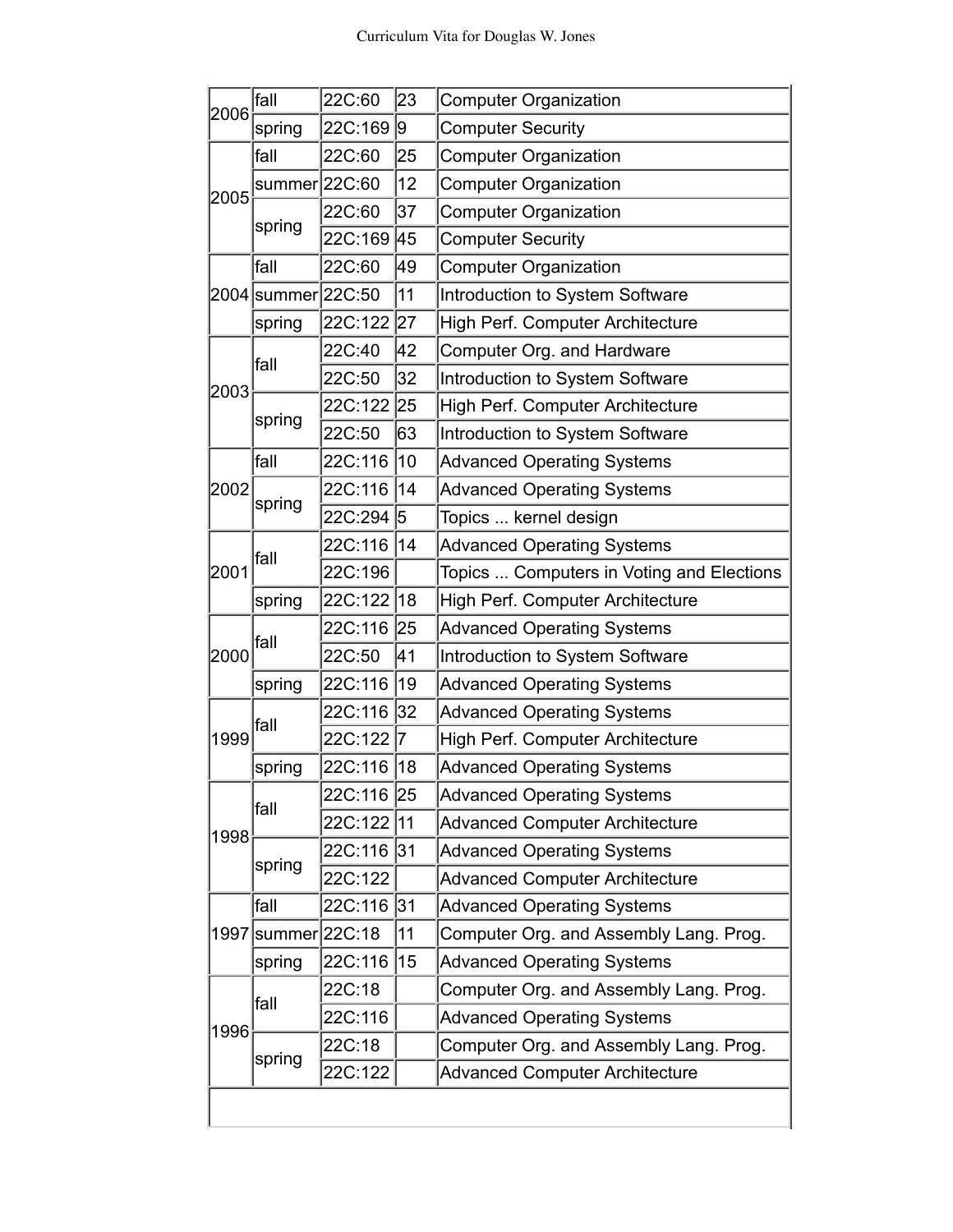| | | | | |
|---|---|---|---|---|
| 2006 | fall | 22C:60 | 23 | Computer Organization |
| | spring | 22C:169 | 9 | Computer Security |
| 2005 | fall | 22C:60 | 25 | Computer Organization |
| | summer | 22C:60 | 12 | Computer Organization |
| | spring | 22C:60 | 37 | Computer Organization |
| | | 22C:169 | 45 | Computer Security |
| 2004 | fall | 22C:60 | 49 | Computer Organization |
| | summer | 22C:50 | 11 | Introduction to System Software |
| | spring | 22C:122 | 27 | High Perf. Computer Architecture |
| 2003 | fall | 22C:40 | 42 | Computer Org. and Hardware |
| | | 22C:50 | 32 | Introduction to System Software |
| | spring | 22C:122 | 25 | High Perf. Computer Architecture |
| | | 22C:50 | 63 | Introduction to System Software |
| 2002 | fall | 22C:116 | 10 | Advanced Operating Systems |
| | spring | 22C:116 | 14 | Advanced Operating Systems |
| | | 22C:294 | 5 | Topics ... kernel design |
| 2001 | fall | 22C:116 | 14 | Advanced Operating Systems |
| | | 22C:196 | | Topics ... Computers in Voting and Elections |
| | spring | 22C:122 | 18 | High Perf. Computer Architecture |
| 2000 | fall | 22C:116 | 25 | Advanced Operating Systems |
| | | 22C:50 | 41 | Introduction to System Software |
| | spring | 22C:116 | 19 | Advanced Operating Systems |
| 1999 | fall | 22C:116 | 32 | Advanced Operating Systems |
| | | 22C:122 | 7 | High Perf. Computer Architecture |
| | spring | 22C:116 | 18 | Advanced Operating Systems |
| 1998 | fall | 22C:116 | 25 | Advanced Operating Systems |
| | | 22C:122 | 11 | Advanced Computer Architecture |
| | spring | 22C:116 | 31 | Advanced Operating Systems |
| | | 22C:122 | | Advanced Computer Architecture |
| 1997 | fall | 22C:116 | 31 | Advanced Operating Systems |
| | summer | 22C:18 | 11 | Computer Org. and Assembly Lang. Prog. |
| | spring | 22C:116 | 15 | Advanced Operating Systems |
| 1996 | fall | 22C:18 | | Computer Org. and Assembly Lang. Prog. |
| | | 22C:116 | | Advanced Operating Systems |
| | spring | 22C:18 | | Computer Org. and Assembly Lang. Prog. |
| | | 22C:122 | | Advanced Computer Architecture |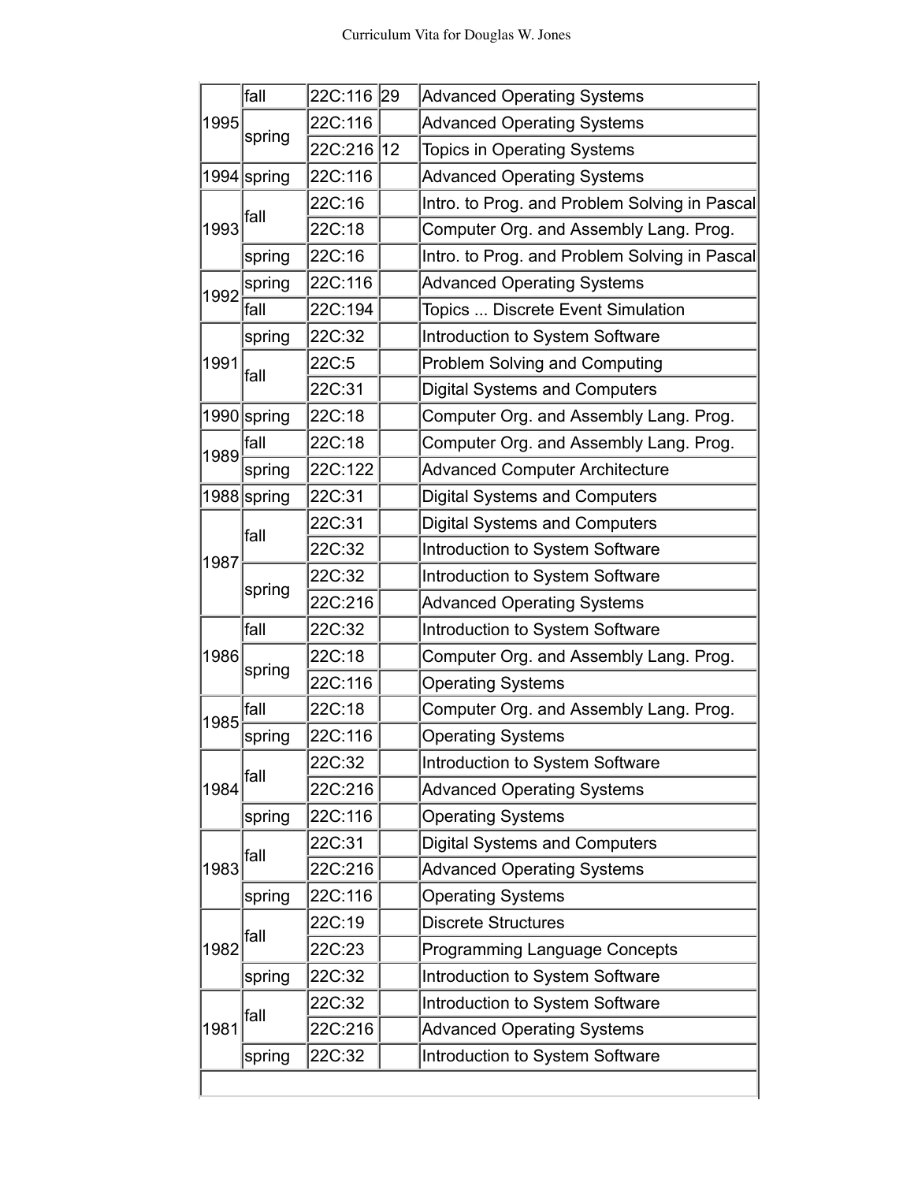| | | | | |
|---|---|---|---|---|
| 1995 | fall | 22C:116 | 29 | Advanced Operating Systems |
| | spring | 22C:116 | | Advanced Operating Systems |
| | | 22C:216 | 12 | Topics in Operating Systems |
| 1994 | spring | 22C:116 | | Advanced Operating Systems |
| 1993 | fall | 22C:16 | | Intro. to Prog. and Problem Solving in Pascal |
| | | 22C:18 | | Computer Org. and Assembly Lang. Prog. |
| | spring | 22C:16 | | Intro. to Prog. and Problem Solving in Pascal |
| 1992 | spring | 22C:116 | | Advanced Operating Systems |
| | fall | 22C:194 | | Topics ... Discrete Event Simulation |
| 1991 | spring | 22C:32 | | Introduction to System Software |
| | fall | 22C:5 | | Problem Solving and Computing |
| | | 22C:31 | | Digital Systems and Computers |
| 1990 | spring | 22C:18 | | Computer Org. and Assembly Lang. Prog. |
| 1989 | fall | 22C:18 | | Computer Org. and Assembly Lang. Prog. |
| | spring | 22C:122 | | Advanced Computer Architecture |
| 1988 | spring | 22C:31 | | Digital Systems and Computers |
| 1987 | fall | 22C:31 | | Digital Systems and Computers |
| | | 22C:32 | | Introduction to System Software |
| | spring | 22C:32 | | Introduction to System Software |
| | | 22C:216 | | Advanced Operating Systems |
| 1986 | fall | 22C:32 | | Introduction to System Software |
| | spring | 22C:18 | | Computer Org. and Assembly Lang. Prog. |
| | | 22C:116 | | Operating Systems |
| 1985 | fall | 22C:18 | | Computer Org. and Assembly Lang. Prog. |
| | spring | 22C:116 | | Operating Systems |
| 1984 | fall | 22C:32 | | Introduction to System Software |
| | | 22C:216 | | Advanced Operating Systems |
| | spring | 22C:116 | | Operating Systems |
| 1983 | fall | 22C:31 | | Digital Systems and Computers |
| | | 22C:216 | | Advanced Operating Systems |
| | spring | 22C:116 | | Operating Systems |
| 1982 | fall | 22C:19 | | Discrete Structures |
| | | 22C:23 | | Programming Language Concepts |
| | spring | 22C:32 | | Introduction to System Software |
| 1981 | fall | 22C:32 | | Introduction to System Software |
| | | 22C:216 | | Advanced Operating Systems |
| | spring | 22C:32 | | Introduction to System Software |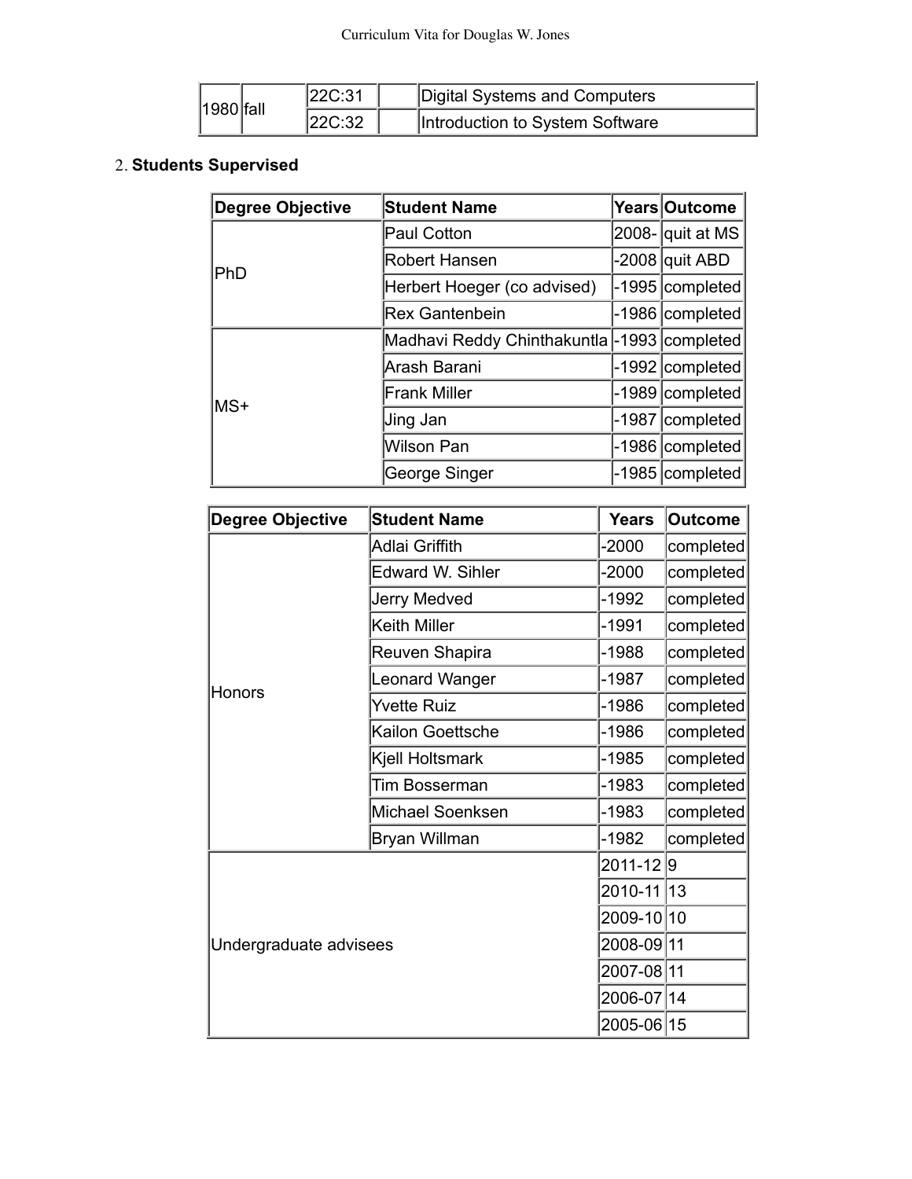| 1980 | fall | 22C:31 | | Digital Systems and Computers |
|---|---|---|---|---|
| | | 22C:32 | | Introduction to System Software |

2. **Students Supervised**

| Degree Objective | Student Name | Years | Outcome |
|---|---|---|---|
| PhD | Paul Cotton | 2008- | quit at MS |
| | Robert Hansen | -2008 | quit ABD |
| | Herbert Hoeger (co advised) | -1995 | completed |
| | Rex Gantenbein | -1986 | completed |
| MS+ | Madhavi Reddy Chinthakuntla | -1993 | completed |
| | Arash Barani | -1992 | completed |
| | Frank Miller | -1989 | completed |
| | Jing Jan | -1987 | completed |
| | Wilson Pan | -1986 | completed |
| | George Singer | -1985 | completed |

| Degree Objective | Student Name | Years | Outcome |
|---|---|---|---|
| Honors | Adlai Griffith | -2000 | completed |
| | Edward W. Sihler | -2000 | completed |
| | Jerry Medved | -1992 | completed |
| | Keith Miller | -1991 | completed |
| | Reuven Shapira | -1988 | completed |
| | Leonard Wanger | -1987 | completed |
| | Yvette Ruiz | -1986 | completed |
| | Kailon Goettsche | -1986 | completed |
| | Kjell Holtsmark | -1985 | completed |
| | Tim Bosserman | -1983 | completed |
| | Michael Soenksen | -1983 | completed |
| | Bryan Willman | -1982 | completed |
| Undergraduate advisees | | 2011-12 | 9 |
| | | 2010-11 | 13 |
| | | 2009-10 | 10 |
| | | 2008-09 | 11 |
| | | 2007-08 | 11 |
| | | 2006-07 | 14 |
| | | 2005-06 | 15 |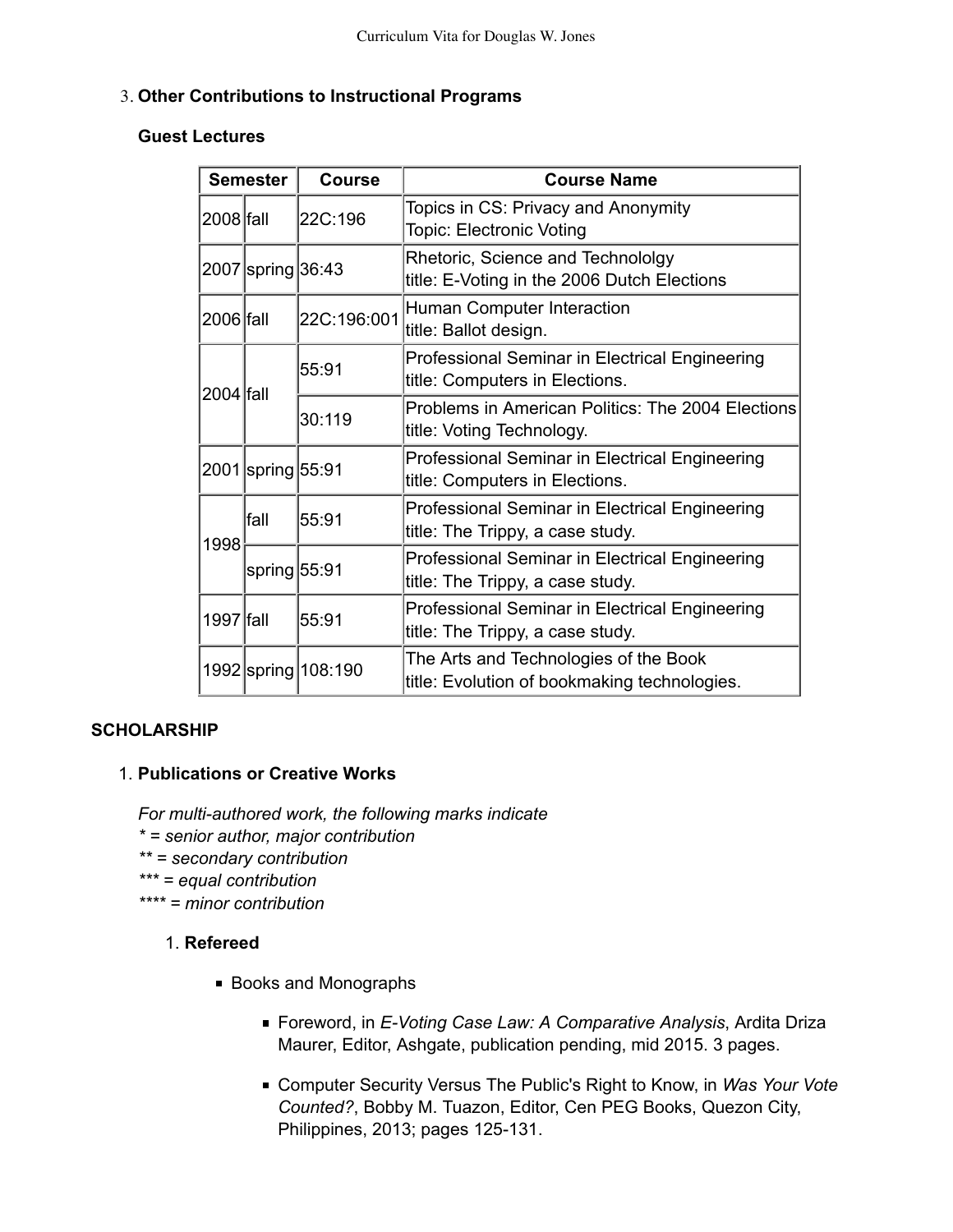3. **Other Contributions to Instructional Programs**

**Guest Lectures**

| Semester | | Course | Course Name |
|---|---|---|---|
| 2008 | fall | 22C:196 | Topics in CS: Privacy and Anonymity<br>Topic: Electronic Voting |
| 2007 | spring | 36:43 | Rhetoric, Science and Technololgy<br>title: E-Voting in the 2006 Dutch Elections |
| 2006 | fall | 22C:196:001 | Human Computer Interaction<br>title: Ballot design. |
| 2004 | fall | 55:91 | Professional Seminar in Electrical Engineering<br>title: Computers in Elections. |
| | | 30:119 | Problems in American Politics: The 2004 Elections<br>title: Voting Technology. |
| 2001 | spring | 55:91 | Professional Seminar in Electrical Engineering<br>title: Computers in Elections. |
| 1998 | fall | 55:91 | Professional Seminar in Electrical Engineering<br>title: The Trippy, a case study. |
| | spring | 55:91 | Professional Seminar in Electrical Engineering<br>title: The Trippy, a case study. |
| 1997 | fall | 55:91 | Professional Seminar in Electrical Engineering<br>title: The Trippy, a case study. |
| 1992 | spring | 108:190 | The Arts and Technologies of the Book<br>title: Evolution of bookmaking technologies. |

## SCHOLARSHIP

1. **Publications or Creative Works**

   *For multi-authored work, the following marks indicate*
   *\* = senior author, major contribution*
   *\*\* = secondary contribution*
   *\*\*\* = equal contribution*
   *\*\*\*\* = minor contribution*

   1. **Refereed**

      - Books and Monographs

        - Foreword, in *E-Voting Case Law: A Comparative Analysis*, Ardita Driza Maurer, Editor, Ashgate, publication pending, mid 2015. 3 pages.

        - Computer Security Versus The Public's Right to Know, in *Was Your Vote Counted?*, Bobby M. Tuazon, Editor, Cen PEG Books, Quezon City, Philippines, 2013; pages 125-131.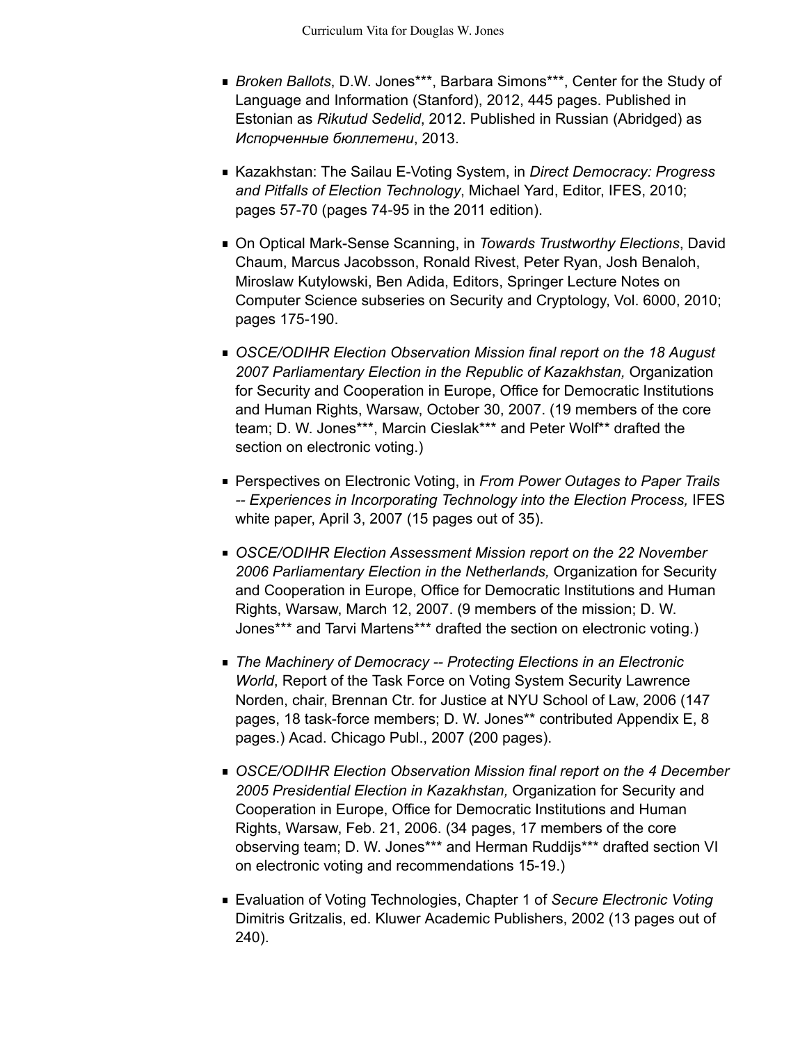- *Broken Ballots*, D.W. Jones***, Barbara Simons***, Center for the Study of Language and Information (Stanford), 2012, 445 pages. Published in Estonian as *Rikutud Sedelid*, 2012. Published in Russian (Abridged) as *Испорченные бюллетени*, 2013.

- Kazakhstan: The Sailau E-Voting System, in *Direct Democracy: Progress and Pitfalls of Election Technology*, Michael Yard, Editor, IFES, 2010; pages 57-70 (pages 74-95 in the 2011 edition).

- On Optical Mark-Sense Scanning, in *Towards Trustworthy Elections*, David Chaum, Marcus Jacobsson, Ronald Rivest, Peter Ryan, Josh Benaloh, Miroslaw Kutylowski, Ben Adida, Editors, Springer Lecture Notes on Computer Science subseries on Security and Cryptology, Vol. 6000, 2010; pages 175-190.

- *OSCE/ODIHR Election Observation Mission final report on the 18 August 2007 Parliamentary Election in the Republic of Kazakhstan,* Organization for Security and Cooperation in Europe, Office for Democratic Institutions and Human Rights, Warsaw, October 30, 2007. (19 members of the core team; D. W. Jones***, Marcin Cieslak*** and Peter Wolf** drafted the section on electronic voting.)

- Perspectives on Electronic Voting, in *From Power Outages to Paper Trails -- Experiences in Incorporating Technology into the Election Process,* IFES white paper, April 3, 2007 (15 pages out of 35).

- *OSCE/ODIHR Election Assessment Mission report on the 22 November 2006 Parliamentary Election in the Netherlands,* Organization for Security and Cooperation in Europe, Office for Democratic Institutions and Human Rights, Warsaw, March 12, 2007. (9 members of the mission; D. W. Jones*** and Tarvi Martens*** drafted the section on electronic voting.)

- *The Machinery of Democracy -- Protecting Elections in an Electronic World*, Report of the Task Force on Voting System Security Lawrence Norden, chair, Brennan Ctr. for Justice at NYU School of Law, 2006 (147 pages, 18 task-force members; D. W. Jones** contributed Appendix E, 8 pages.) Acad. Chicago Publ., 2007 (200 pages).

- *OSCE/ODIHR Election Observation Mission final report on the 4 December 2005 Presidential Election in Kazakhstan,* Organization for Security and Cooperation in Europe, Office for Democratic Institutions and Human Rights, Warsaw, Feb. 21, 2006. (34 pages, 17 members of the core observing team; D. W. Jones*** and Herman Ruddijs*** drafted section VI on electronic voting and recommendations 15-19.)

- Evaluation of Voting Technologies, Chapter 1 of *Secure Electronic Voting* Dimitris Gritzalis, ed. Kluwer Academic Publishers, 2002 (13 pages out of 240).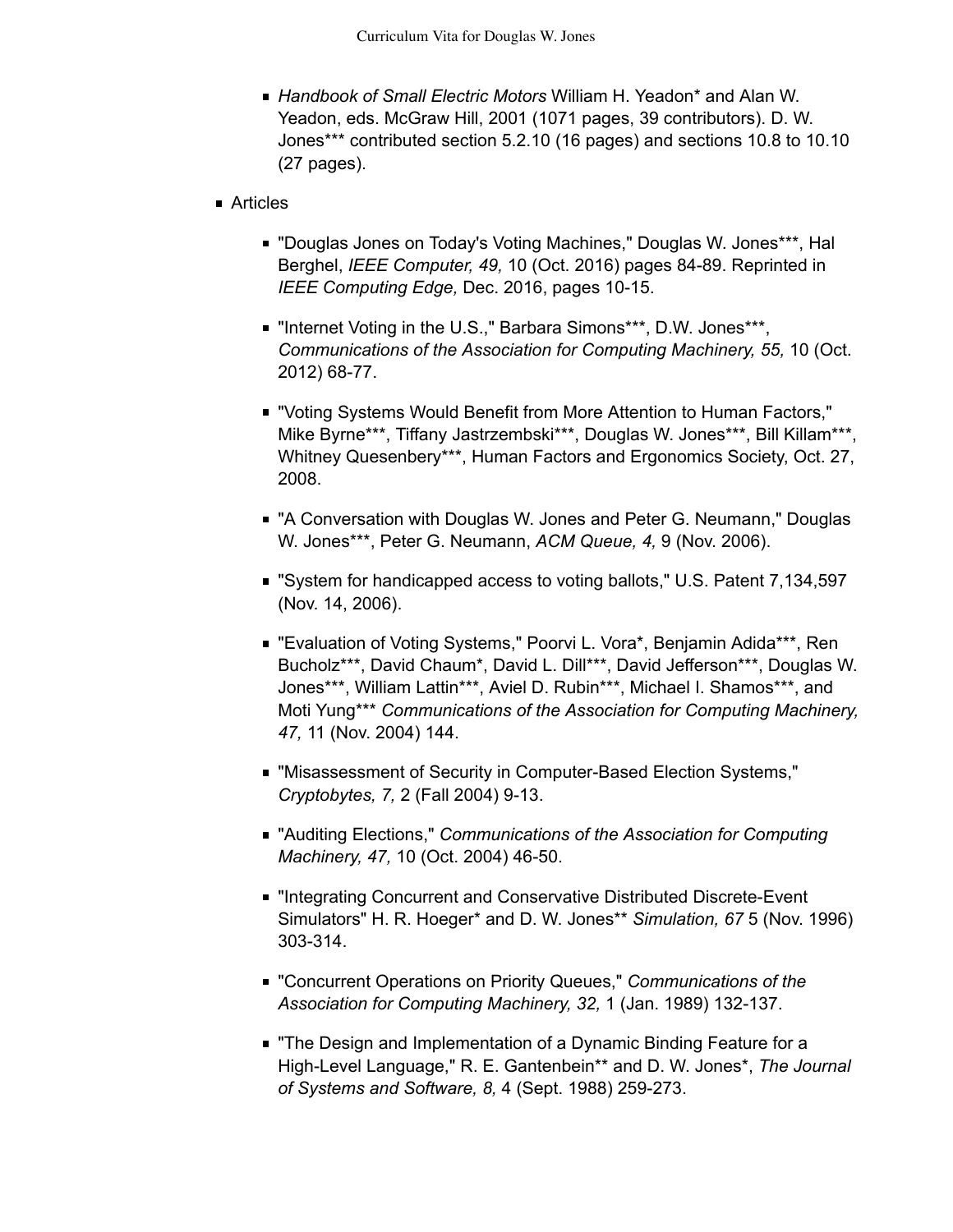- *Handbook of Small Electric Motors* William H. Yeadon* and Alan W. Yeadon, eds. McGraw Hill, 2001 (1071 pages, 39 contributors). D. W. Jones*** contributed section 5.2.10 (16 pages) and sections 10.8 to 10.10 (27 pages).

- Articles

  - "Douglas Jones on Today's Voting Machines," Douglas W. Jones***, Hal Berghel, *IEEE Computer, 49,* 10 (Oct. 2016) pages 84-89. Reprinted in *IEEE Computing Edge,* Dec. 2016, pages 10-15.

  - "Internet Voting in the U.S.," Barbara Simons***, D.W. Jones***, *Communications of the Association for Computing Machinery, 55,* 10 (Oct. 2012) 68-77.

  - "Voting Systems Would Benefit from More Attention to Human Factors," Mike Byrne***, Tiffany Jastrzembski***, Douglas W. Jones***, Bill Killam***, Whitney Quesenbery***, Human Factors and Ergonomics Society, Oct. 27, 2008.

  - "A Conversation with Douglas W. Jones and Peter G. Neumann," Douglas W. Jones***, Peter G. Neumann, *ACM Queue, 4,* 9 (Nov. 2006).

  - "System for handicapped access to voting ballots," U.S. Patent 7,134,597 (Nov. 14, 2006).

  - "Evaluation of Voting Systems," Poorvi L. Vora*, Benjamin Adida***, Ren Bucholz***, David Chaum*, David L. Dill***, David Jefferson***, Douglas W. Jones***, William Lattin***, Aviel D. Rubin***, Michael I. Shamos***, and Moti Yung*** *Communications of the Association for Computing Machinery, 47,* 11 (Nov. 2004) 144.

  - "Misassessment of Security in Computer-Based Election Systems," *Cryptobytes, 7,* 2 (Fall 2004) 9-13.

  - "Auditing Elections," *Communications of the Association for Computing Machinery, 47,* 10 (Oct. 2004) 46-50.

  - "Integrating Concurrent and Conservative Distributed Discrete-Event Simulators" H. R. Hoeger* and D. W. Jones** *Simulation, 67* 5 (Nov. 1996) 303-314.

  - "Concurrent Operations on Priority Queues," *Communications of the Association for Computing Machinery, 32,* 1 (Jan. 1989) 132-137.

  - "The Design and Implementation of a Dynamic Binding Feature for a High-Level Language," R. E. Gantenbein** and D. W. Jones*, *The Journal of Systems and Software, 8,* 4 (Sept. 1988) 259-273.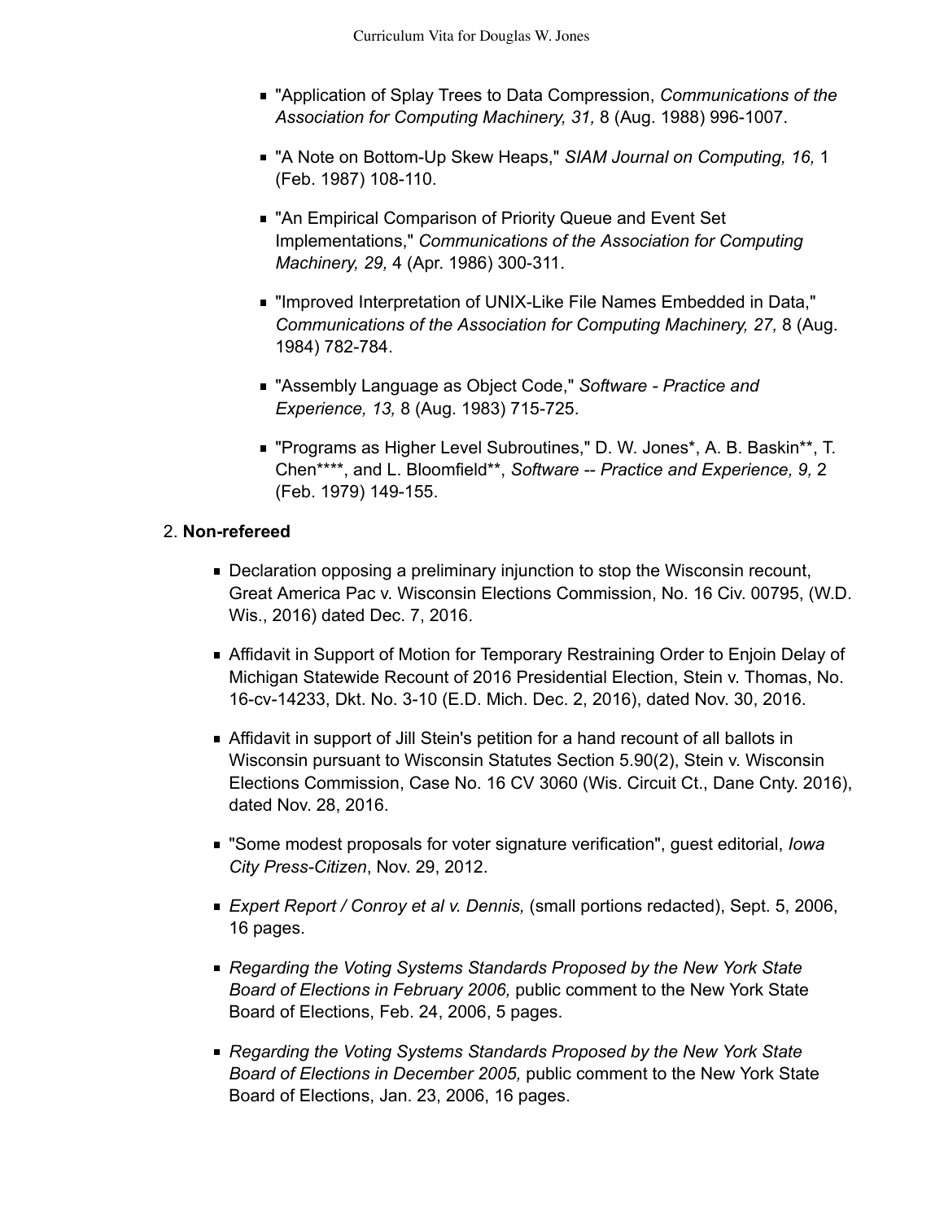- "Application of Splay Trees to Data Compression, *Communications of the Association for Computing Machinery, 31,* 8 (Aug. 1988) 996-1007.
- "A Note on Bottom-Up Skew Heaps," *SIAM Journal on Computing, 16,* 1 (Feb. 1987) 108-110.
- "An Empirical Comparison of Priority Queue and Event Set Implementations," *Communications of the Association for Computing Machinery, 29,* 4 (Apr. 1986) 300-311.
- "Improved Interpretation of UNIX-Like File Names Embedded in Data," *Communications of the Association for Computing Machinery, 27,* 8 (Aug. 1984) 782-784.
- "Assembly Language as Object Code," *Software - Practice and Experience, 13,* 8 (Aug. 1983) 715-725.
- "Programs as Higher Level Subroutines," D. W. Jones*, A. B. Baskin**, T. Chen****, and L. Bloomfield**, *Software -- Practice and Experience, 9,* 2 (Feb. 1979) 149-155.

2. **Non-refereed**

- Declaration opposing a preliminary injunction to stop the Wisconsin recount, Great America Pac v. Wisconsin Elections Commission, No. 16 Civ. 00795, (W.D. Wis., 2016) dated Dec. 7, 2016.
- Affidavit in Support of Motion for Temporary Restraining Order to Enjoin Delay of Michigan Statewide Recount of 2016 Presidential Election, Stein v. Thomas, No. 16-cv-14233, Dkt. No. 3-10 (E.D. Mich. Dec. 2, 2016), dated Nov. 30, 2016.
- Affidavit in support of Jill Stein's petition for a hand recount of all ballots in Wisconsin pursuant to Wisconsin Statutes Section 5.90(2), Stein v. Wisconsin Elections Commission, Case No. 16 CV 3060 (Wis. Circuit Ct., Dane Cnty. 2016), dated Nov. 28, 2016.
- "Some modest proposals for voter signature verification", guest editorial, *Iowa City Press-Citizen*, Nov. 29, 2012.
- *Expert Report / Conroy et al v. Dennis,* (small portions redacted), Sept. 5, 2006, 16 pages.
- *Regarding the Voting Systems Standards Proposed by the New York State Board of Elections in February 2006,* public comment to the New York State Board of Elections, Feb. 24, 2006, 5 pages.
- *Regarding the Voting Systems Standards Proposed by the New York State Board of Elections in December 2005,* public comment to the New York State Board of Elections, Jan. 23, 2006, 16 pages.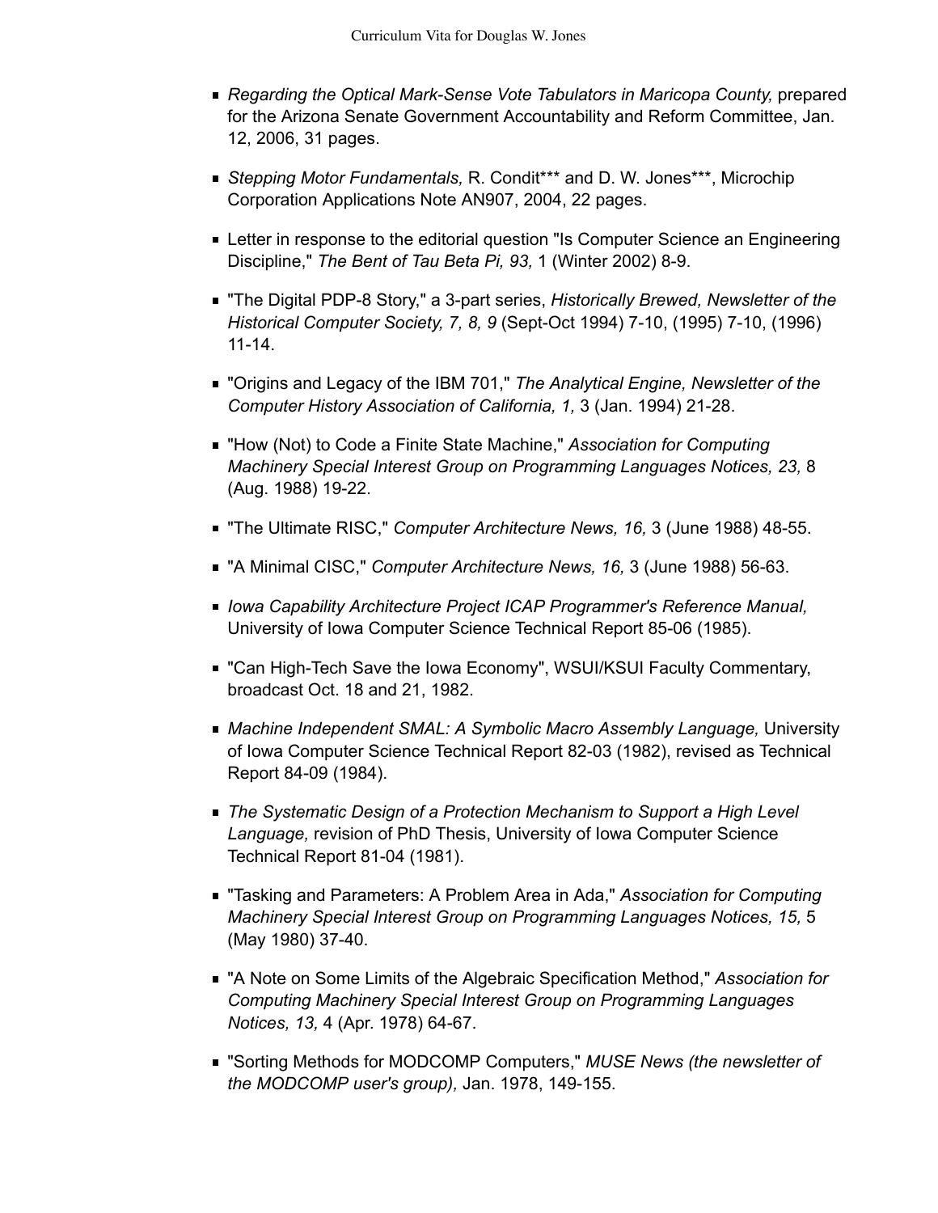- *Regarding the Optical Mark-Sense Vote Tabulators in Maricopa County,* prepared for the Arizona Senate Government Accountability and Reform Committee, Jan. 12, 2006, 31 pages.
- *Stepping Motor Fundamentals,* R. Condit*** and D. W. Jones***, Microchip Corporation Applications Note AN907, 2004, 22 pages.
- Letter in response to the editorial question "Is Computer Science an Engineering Discipline," *The Bent of Tau Beta Pi, 93,* 1 (Winter 2002) 8-9.
- "The Digital PDP-8 Story," a 3-part series, *Historically Brewed, Newsletter of the Historical Computer Society, 7, 8, 9* (Sept-Oct 1994) 7-10, (1995) 7-10, (1996) 11-14.
- "Origins and Legacy of the IBM 701," *The Analytical Engine, Newsletter of the Computer History Association of California, 1,* 3 (Jan. 1994) 21-28.
- "How (Not) to Code a Finite State Machine," *Association for Computing Machinery Special Interest Group on Programming Languages Notices, 23,* 8 (Aug. 1988) 19-22.
- "The Ultimate RISC," *Computer Architecture News, 16,* 3 (June 1988) 48-55.
- "A Minimal CISC," *Computer Architecture News, 16,* 3 (June 1988) 56-63.
- *Iowa Capability Architecture Project ICAP Programmer's Reference Manual,* University of Iowa Computer Science Technical Report 85-06 (1985).
- "Can High-Tech Save the Iowa Economy", WSUI/KSUI Faculty Commentary, broadcast Oct. 18 and 21, 1982.
- *Machine Independent SMAL: A Symbolic Macro Assembly Language,* University of Iowa Computer Science Technical Report 82-03 (1982), revised as Technical Report 84-09 (1984).
- *The Systematic Design of a Protection Mechanism to Support a High Level Language,* revision of PhD Thesis, University of Iowa Computer Science Technical Report 81-04 (1981).
- "Tasking and Parameters: A Problem Area in Ada," *Association for Computing Machinery Special Interest Group on Programming Languages Notices, 15,* 5 (May 1980) 37-40.
- "A Note on Some Limits of the Algebraic Specification Method," *Association for Computing Machinery Special Interest Group on Programming Languages Notices, 13,* 4 (Apr. 1978) 64-67.
- "Sorting Methods for MODCOMP Computers," *MUSE News (the newsletter of the MODCOMP user's group),* Jan. 1978, 149-155.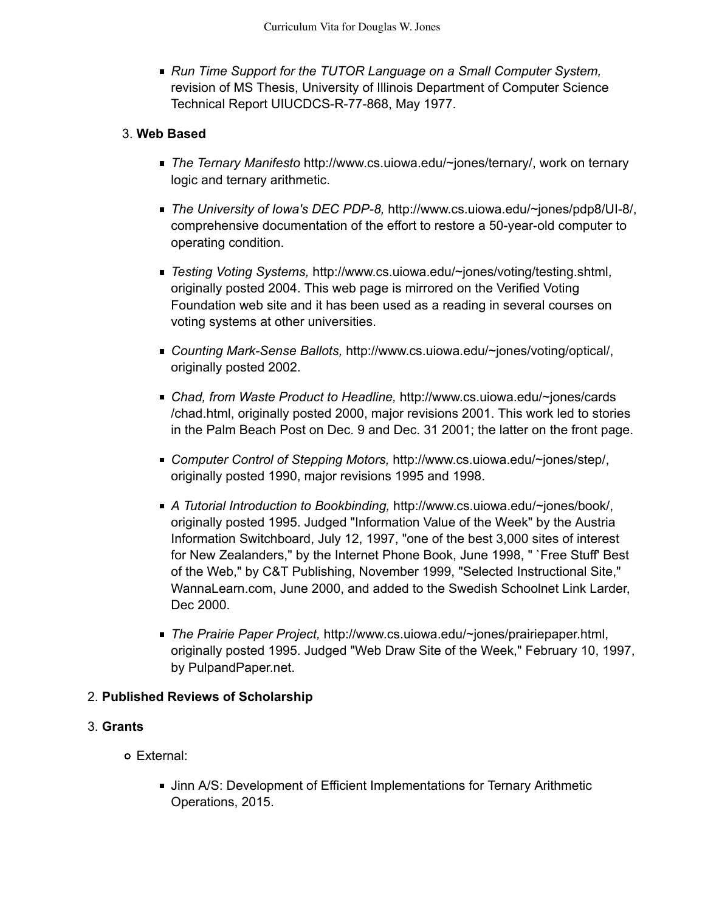- *Run Time Support for the TUTOR Language on a Small Computer System,* revision of MS Thesis, University of Illinois Department of Computer Science Technical Report UIUCDCS-R-77-868, May 1977.

3. **Web Based**

   - *The Ternary Manifesto* http://www.cs.uiowa.edu/~jones/ternary/, work on ternary logic and ternary arithmetic.
   - *The University of Iowa's DEC PDP-8,* http://www.cs.uiowa.edu/~jones/pdp8/UI-8/, comprehensive documentation of the effort to restore a 50-year-old computer to operating condition.
   - *Testing Voting Systems,* http://www.cs.uiowa.edu/~jones/voting/testing.shtml, originally posted 2004. This web page is mirrored on the Verified Voting Foundation web site and it has been used as a reading in several courses on voting systems at other universities.
   - *Counting Mark-Sense Ballots,* http://www.cs.uiowa.edu/~jones/voting/optical/, originally posted 2002.
   - *Chad, from Waste Product to Headline,* http://www.cs.uiowa.edu/~jones/cards/chad.html, originally posted 2000, major revisions 2001. This work led to stories in the Palm Beach Post on Dec. 9 and Dec. 31 2001; the latter on the front page.
   - *Computer Control of Stepping Motors,* http://www.cs.uiowa.edu/~jones/step/, originally posted 1990, major revisions 1995 and 1998.
   - *A Tutorial Introduction to Bookbinding,* http://www.cs.uiowa.edu/~jones/book/, originally posted 1995. Judged "Information Value of the Week" by the Austria Information Switchboard, July 12, 1997, "one of the best 3,000 sites of interest for New Zealanders," by the Internet Phone Book, June 1998, " `Free Stuff' Best of the Web," by C&T Publishing, November 1999, "Selected Instructional Site," WannaLearn.com, June 2000, and added to the Swedish Schoolnet Link Larder, Dec 2000.
   - *The Prairie Paper Project,* http://www.cs.uiowa.edu/~jones/prairiepaper.html, originally posted 1995. Judged "Web Draw Site of the Week," February 10, 1997, by PulpandPaper.net.

2. **Published Reviews of Scholarship**

3. **Grants**

   - External:
     - Jinn A/S: Development of Efficient Implementations for Ternary Arithmetic Operations, 2015.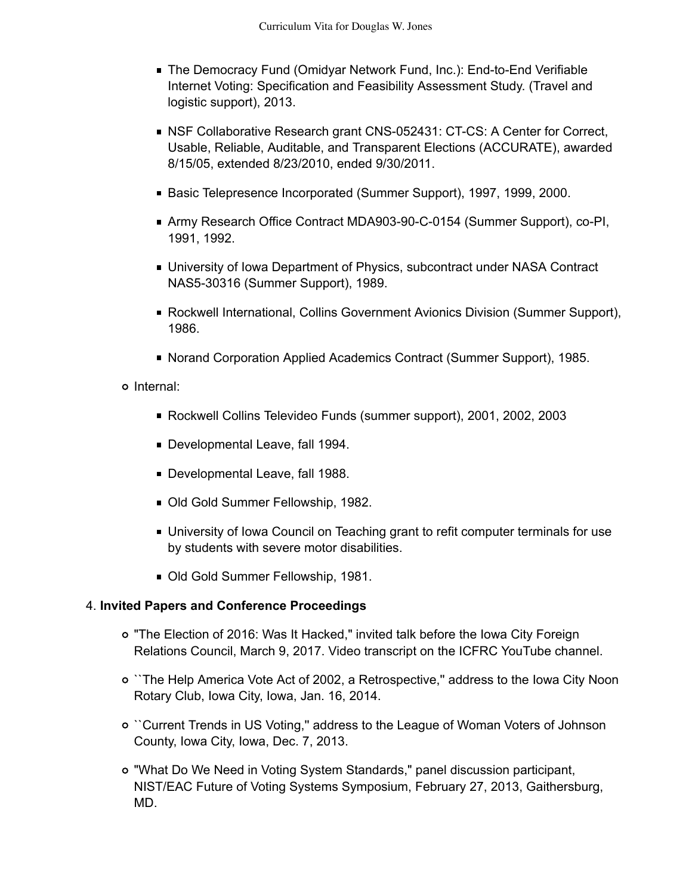- The Democracy Fund (Omidyar Network Fund, Inc.): End-to-End Verifiable Internet Voting: Specification and Feasibility Assessment Study. (Travel and logistic support), 2013.
        - NSF Collaborative Research grant CNS-052431: CT-CS: A Center for Correct, Usable, Reliable, Auditable, and Transparent Elections (ACCURATE), awarded 8/15/05, extended 8/23/2010, ended 9/30/2011.
        - Basic Telepresence Incorporated (Summer Support), 1997, 1999, 2000.
        - Army Research Office Contract MDA903-90-C-0154 (Summer Support), co-PI, 1991, 1992.
        - University of Iowa Department of Physics, subcontract under NASA Contract NAS5-30316 (Summer Support), 1989.
        - Rockwell International, Collins Government Avionics Division (Summer Support), 1986.
        - Norand Corporation Applied Academics Contract (Summer Support), 1985.
    - Internal:
        - Rockwell Collins Televideo Funds (summer support), 2001, 2002, 2003
        - Developmental Leave, fall 1994.
        - Developmental Leave, fall 1988.
        - Old Gold Summer Fellowship, 1982.
        - University of Iowa Council on Teaching grant to refit computer terminals for use by students with severe motor disabilities.
        - Old Gold Summer Fellowship, 1981.

4. **Invited Papers and Conference Proceedings**
    - "The Election of 2016: Was It Hacked," invited talk before the Iowa City Foreign Relations Council, March 9, 2017. Video transcript on the ICFRC YouTube channel.
    - ``The Help America Vote Act of 2002, a Retrospective,'' address to the Iowa City Noon Rotary Club, Iowa City, Iowa, Jan. 16, 2014.
    - ``Current Trends in US Voting,'' address to the League of Woman Voters of Johnson County, Iowa City, Iowa, Dec. 7, 2013.
    - "What Do We Need in Voting System Standards," panel discussion participant, NIST/EAC Future of Voting Systems Symposium, February 27, 2013, Gaithersburg, MD.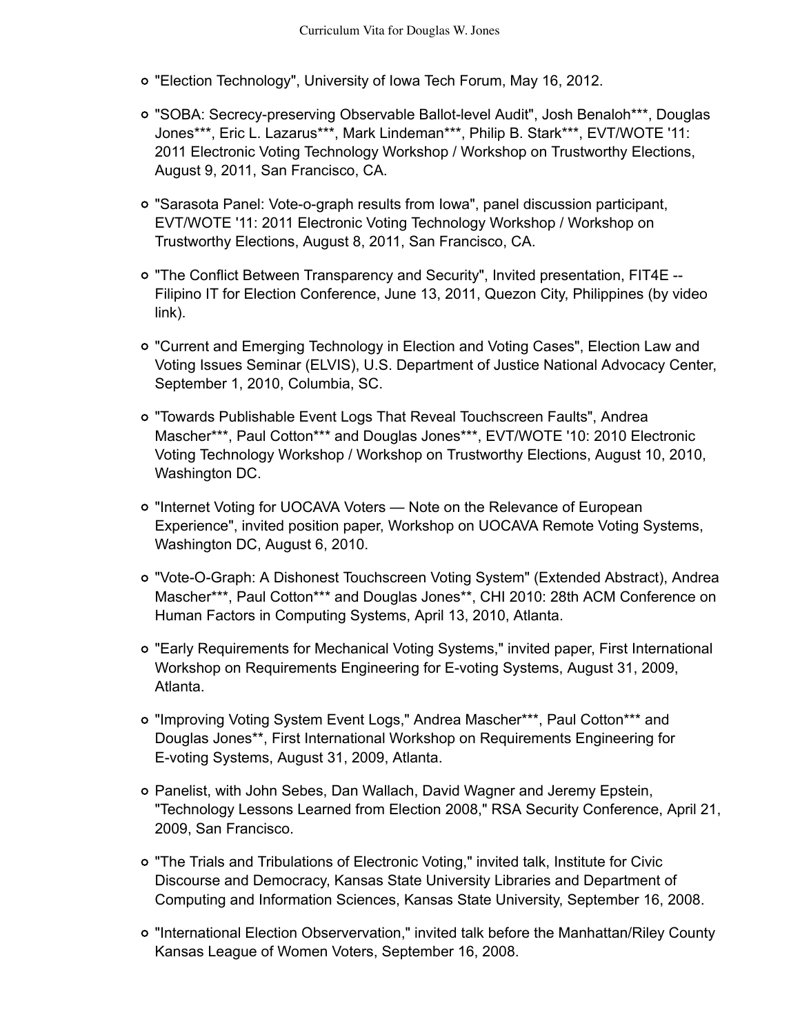- "Election Technology", University of Iowa Tech Forum, May 16, 2012.
- "SOBA: Secrecy-preserving Observable Ballot-level Audit", Josh Benaloh***, Douglas Jones***, Eric L. Lazarus***, Mark Lindeman***, Philip B. Stark***, EVT/WOTE '11: 2011 Electronic Voting Technology Workshop / Workshop on Trustworthy Elections, August 9, 2011, San Francisco, CA.
- "Sarasota Panel: Vote-o-graph results from Iowa", panel discussion participant, EVT/WOTE '11: 2011 Electronic Voting Technology Workshop / Workshop on Trustworthy Elections, August 8, 2011, San Francisco, CA.
- "The Conflict Between Transparency and Security", Invited presentation, FIT4E -- Filipino IT for Election Conference, June 13, 2011, Quezon City, Philippines (by video link).
- "Current and Emerging Technology in Election and Voting Cases", Election Law and Voting Issues Seminar (ELVIS), U.S. Department of Justice National Advocacy Center, September 1, 2010, Columbia, SC.
- "Towards Publishable Event Logs That Reveal Touchscreen Faults", Andrea Mascher***, Paul Cotton*** and Douglas Jones***, EVT/WOTE '10: 2010 Electronic Voting Technology Workshop / Workshop on Trustworthy Elections, August 10, 2010, Washington DC.
- "Internet Voting for UOCAVA Voters — Note on the Relevance of European Experience", invited position paper, Workshop on UOCAVA Remote Voting Systems, Washington DC, August 6, 2010.
- "Vote-O-Graph: A Dishonest Touchscreen Voting System" (Extended Abstract), Andrea Mascher***, Paul Cotton*** and Douglas Jones**, CHI 2010: 28th ACM Conference on Human Factors in Computing Systems, April 13, 2010, Atlanta.
- "Early Requirements for Mechanical Voting Systems," invited paper, First International Workshop on Requirements Engineering for E-voting Systems, August 31, 2009, Atlanta.
- "Improving Voting System Event Logs," Andrea Mascher***, Paul Cotton*** and Douglas Jones**, First International Workshop on Requirements Engineering for E-voting Systems, August 31, 2009, Atlanta.
- Panelist, with John Sebes, Dan Wallach, David Wagner and Jeremy Epstein, "Technology Lessons Learned from Election 2008," RSA Security Conference, April 21, 2009, San Francisco.
- "The Trials and Tribulations of Electronic Voting," invited talk, Institute for Civic Discourse and Democracy, Kansas State University Libraries and Department of Computing and Information Sciences, Kansas State University, September 16, 2008.
- "International Election Observervation," invited talk before the Manhattan/Riley County Kansas League of Women Voters, September 16, 2008.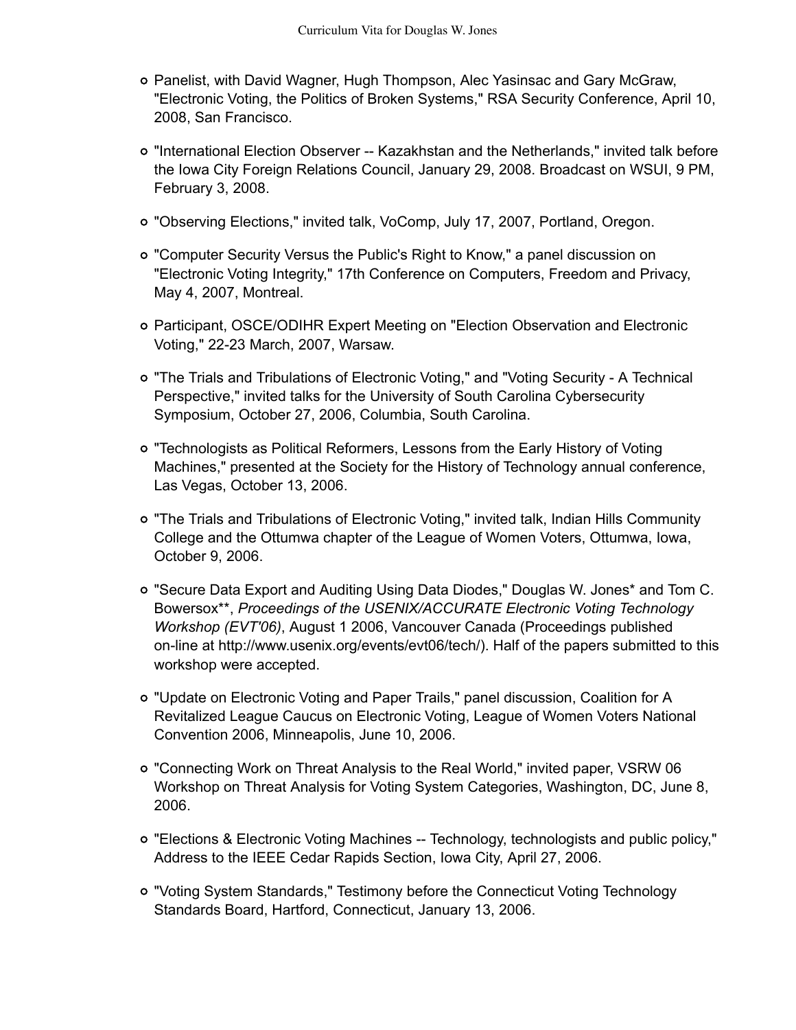- Panelist, with David Wagner, Hugh Thompson, Alec Yasinsac and Gary McGraw, "Electronic Voting, the Politics of Broken Systems," RSA Security Conference, April 10, 2008, San Francisco.

- "International Election Observer -- Kazakhstan and the Netherlands," invited talk before the Iowa City Foreign Relations Council, January 29, 2008. Broadcast on WSUI, 9 PM, February 3, 2008.

- "Observing Elections," invited talk, VoComp, July 17, 2007, Portland, Oregon.

- "Computer Security Versus the Public's Right to Know," a panel discussion on "Electronic Voting Integrity," 17th Conference on Computers, Freedom and Privacy, May 4, 2007, Montreal.

- Participant, OSCE/ODIHR Expert Meeting on "Election Observation and Electronic Voting," 22-23 March, 2007, Warsaw.

- "The Trials and Tribulations of Electronic Voting," and "Voting Security - A Technical Perspective," invited talks for the University of South Carolina Cybersecurity Symposium, October 27, 2006, Columbia, South Carolina.

- "Technologists as Political Reformers, Lessons from the Early History of Voting Machines," presented at the Society for the History of Technology annual conference, Las Vegas, October 13, 2006.

- "The Trials and Tribulations of Electronic Voting," invited talk, Indian Hills Community College and the Ottumwa chapter of the League of Women Voters, Ottumwa, Iowa, October 9, 2006.

- "Secure Data Export and Auditing Using Data Diodes," Douglas W. Jones* and Tom C. Bowersox**, *Proceedings of the USENIX/ACCURATE Electronic Voting Technology Workshop (EVT'06)*, August 1 2006, Vancouver Canada (Proceedings published on-line at http://www.usenix.org/events/evt06/tech/). Half of the papers submitted to this workshop were accepted.

- "Update on Electronic Voting and Paper Trails," panel discussion, Coalition for A Revitalized League Caucus on Electronic Voting, League of Women Voters National Convention 2006, Minneapolis, June 10, 2006.

- "Connecting Work on Threat Analysis to the Real World," invited paper, VSRW 06 Workshop on Threat Analysis for Voting System Categories, Washington, DC, June 8, 2006.

- "Elections & Electronic Voting Machines -- Technology, technologists and public policy," Address to the IEEE Cedar Rapids Section, Iowa City, April 27, 2006.

- "Voting System Standards," Testimony before the Connecticut Voting Technology Standards Board, Hartford, Connecticut, January 13, 2006.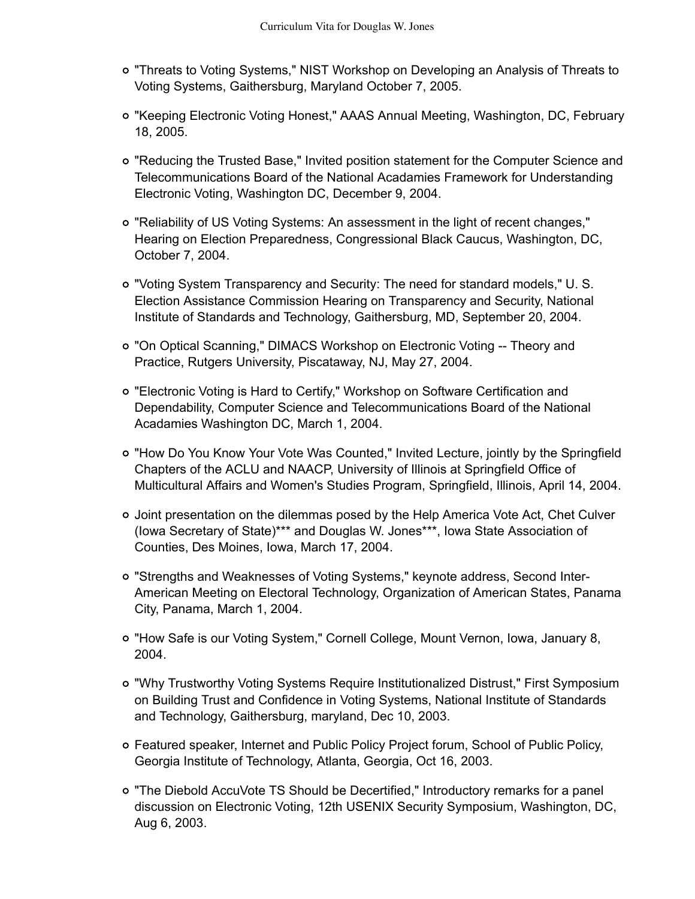- "Threats to Voting Systems," NIST Workshop on Developing an Analysis of Threats to Voting Systems, Gaithersburg, Maryland October 7, 2005.
- "Keeping Electronic Voting Honest," AAAS Annual Meeting, Washington, DC, February 18, 2005.
- "Reducing the Trusted Base," Invited position statement for the Computer Science and Telecommunications Board of the National Acadamies Framework for Understanding Electronic Voting, Washington DC, December 9, 2004.
- "Reliability of US Voting Systems: An assessment in the light of recent changes," Hearing on Election Preparedness, Congressional Black Caucus, Washington, DC, October 7, 2004.
- "Voting System Transparency and Security: The need for standard models," U. S. Election Assistance Commission Hearing on Transparency and Security, National Institute of Standards and Technology, Gaithersburg, MD, September 20, 2004.
- "On Optical Scanning," DIMACS Workshop on Electronic Voting -- Theory and Practice, Rutgers University, Piscataway, NJ, May 27, 2004.
- "Electronic Voting is Hard to Certify," Workshop on Software Certification and Dependability, Computer Science and Telecommunications Board of the National Acadamies Washington DC, March 1, 2004.
- "How Do You Know Your Vote Was Counted," Invited Lecture, jointly by the Springfield Chapters of the ACLU and NAACP, University of Illinois at Springfield Office of Multicultural Affairs and Women's Studies Program, Springfield, Illinois, April 14, 2004.
- Joint presentation on the dilemmas posed by the Help America Vote Act, Chet Culver (Iowa Secretary of State)*** and Douglas W. Jones***, Iowa State Association of Counties, Des Moines, Iowa, March 17, 2004.
- "Strengths and Weaknesses of Voting Systems," keynote address, Second Inter-American Meeting on Electoral Technology, Organization of American States, Panama City, Panama, March 1, 2004.
- "How Safe is our Voting System," Cornell College, Mount Vernon, Iowa, January 8, 2004.
- "Why Trustworthy Voting Systems Require Institutionalized Distrust," First Symposium on Building Trust and Confidence in Voting Systems, National Institute of Standards and Technology, Gaithersburg, maryland, Dec 10, 2003.
- Featured speaker, Internet and Public Policy Project forum, School of Public Policy, Georgia Institute of Technology, Atlanta, Georgia, Oct 16, 2003.
- "The Diebold AccuVote TS Should be Decertified," Introductory remarks for a panel discussion on Electronic Voting, 12th USENIX Security Symposium, Washington, DC, Aug 6, 2003.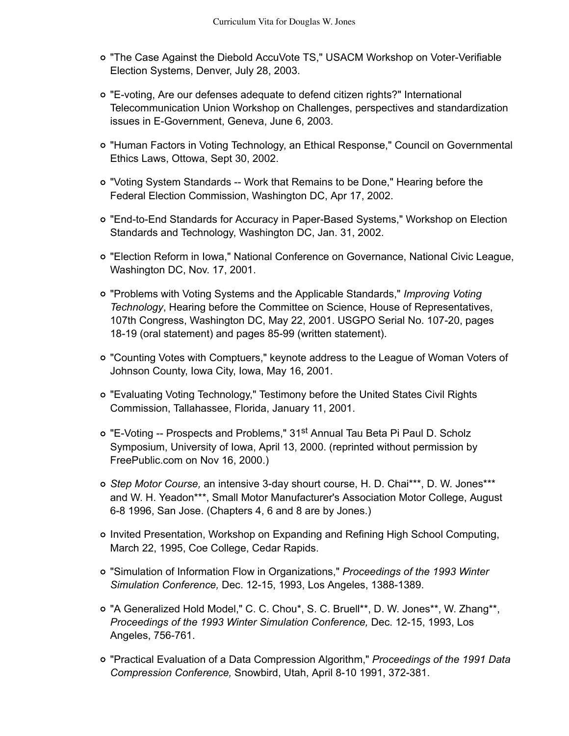- "The Case Against the Diebold AccuVote TS," USACM Workshop on Voter-Verifiable Election Systems, Denver, July 28, 2003.
- "E-voting, Are our defenses adequate to defend citizen rights?" International Telecommunication Union Workshop on Challenges, perspectives and standardization issues in E-Government, Geneva, June 6, 2003.
- "Human Factors in Voting Technology, an Ethical Response," Council on Governmental Ethics Laws, Ottowa, Sept 30, 2002.
- "Voting System Standards -- Work that Remains to be Done," Hearing before the Federal Election Commission, Washington DC, Apr 17, 2002.
- "End-to-End Standards for Accuracy in Paper-Based Systems," Workshop on Election Standards and Technology, Washington DC, Jan. 31, 2002.
- "Election Reform in Iowa," National Conference on Governance, National Civic League, Washington DC, Nov. 17, 2001.
- "Problems with Voting Systems and the Applicable Standards," *Improving Voting Technology*, Hearing before the Committee on Science, House of Representatives, 107th Congress, Washington DC, May 22, 2001. USGPO Serial No. 107-20, pages 18-19 (oral statement) and pages 85-99 (written statement).
- "Counting Votes with Comptuers," keynote address to the League of Woman Voters of Johnson County, Iowa City, Iowa, May 16, 2001.
- "Evaluating Voting Technology," Testimony before the United States Civil Rights Commission, Tallahassee, Florida, January 11, 2001.
- "E-Voting -- Prospects and Problems," 31st Annual Tau Beta Pi Paul D. Scholz Symposium, University of Iowa, April 13, 2000. (reprinted without permission by FreePublic.com on Nov 16, 2000.)
- *Step Motor Course,* an intensive 3-day shourt course, H. D. Chai***, D. W. Jones*** and W. H. Yeadon***, Small Motor Manufacturer's Association Motor College, August 6-8 1996, San Jose. (Chapters 4, 6 and 8 are by Jones.)
- Invited Presentation, Workshop on Expanding and Refining High School Computing, March 22, 1995, Coe College, Cedar Rapids.
- "Simulation of Information Flow in Organizations," *Proceedings of the 1993 Winter Simulation Conference,* Dec. 12-15, 1993, Los Angeles, 1388-1389.
- "A Generalized Hold Model," C. C. Chou*, S. C. Bruell**, D. W. Jones**, W. Zhang**, *Proceedings of the 1993 Winter Simulation Conference,* Dec. 12-15, 1993, Los Angeles, 756-761.
- "Practical Evaluation of a Data Compression Algorithm," *Proceedings of the 1991 Data Compression Conference,* Snowbird, Utah, April 8-10 1991, 372-381.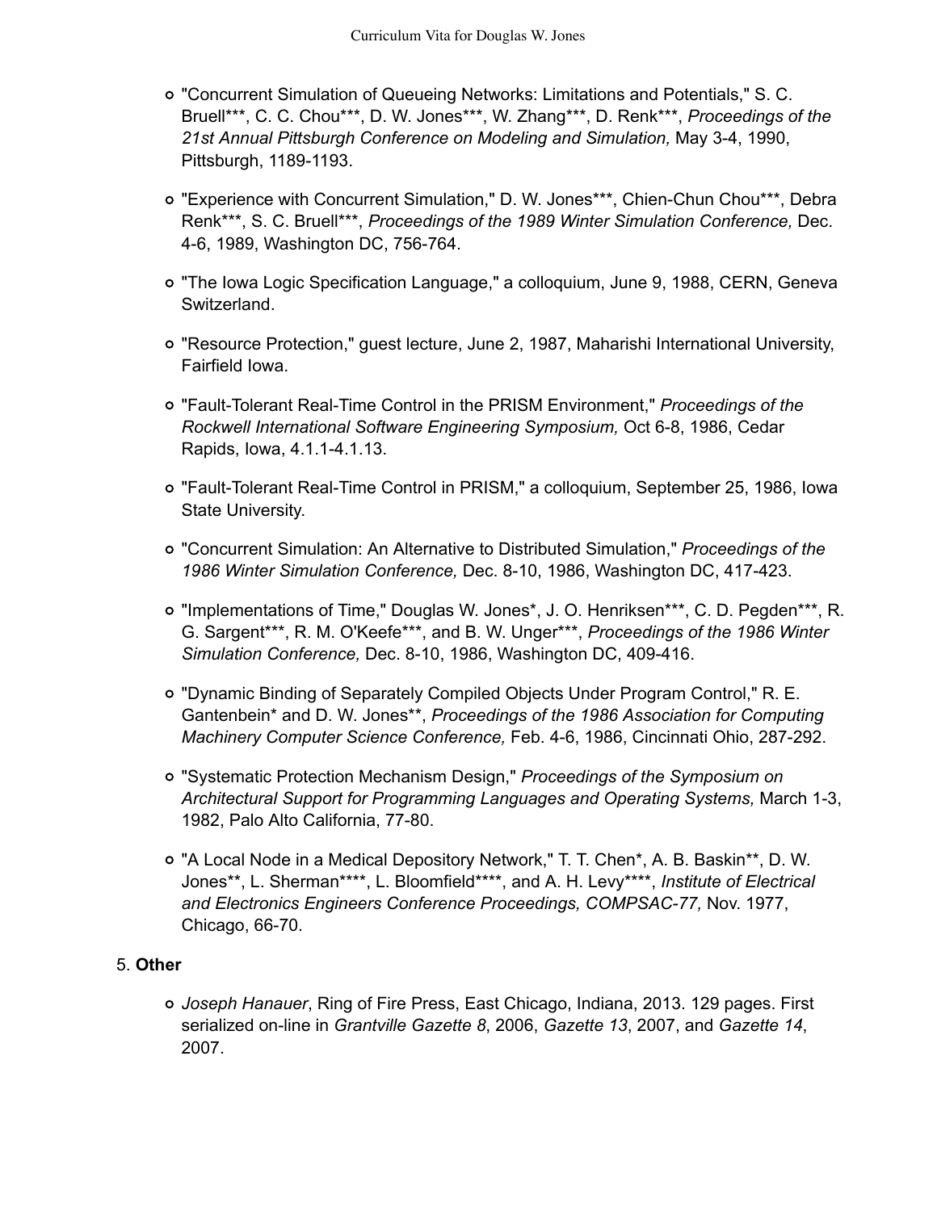- "Concurrent Simulation of Queueing Networks: Limitations and Potentials," S. C. Bruell***, C. C. Chou***, D. W. Jones***, W. Zhang***, D. Renk***, *Proceedings of the 21st Annual Pittsburgh Conference on Modeling and Simulation,* May 3-4, 1990, Pittsburgh, 1189-1193.

- "Experience with Concurrent Simulation," D. W. Jones***, Chien-Chun Chou***, Debra Renk***, S. C. Bruell***, *Proceedings of the 1989 Winter Simulation Conference,* Dec. 4-6, 1989, Washington DC, 756-764.

- "The Iowa Logic Specification Language," a colloquium, June 9, 1988, CERN, Geneva Switzerland.

- "Resource Protection," guest lecture, June 2, 1987, Maharishi International University, Fairfield Iowa.

- "Fault-Tolerant Real-Time Control in the PRISM Environment," *Proceedings of the Rockwell International Software Engineering Symposium,* Oct 6-8, 1986, Cedar Rapids, Iowa, 4.1.1-4.1.13.

- "Fault-Tolerant Real-Time Control in PRISM," a colloquium, September 25, 1986, Iowa State University.

- "Concurrent Simulation: An Alternative to Distributed Simulation," *Proceedings of the 1986 Winter Simulation Conference,* Dec. 8-10, 1986, Washington DC, 417-423.

- "Implementations of Time," Douglas W. Jones*, J. O. Henriksen***, C. D. Pegden***, R. G. Sargent***, R. M. O'Keefe***, and B. W. Unger***, *Proceedings of the 1986 Winter Simulation Conference,* Dec. 8-10, 1986, Washington DC, 409-416.

- "Dynamic Binding of Separately Compiled Objects Under Program Control," R. E. Gantenbein* and D. W. Jones**, *Proceedings of the 1986 Association for Computing Machinery Computer Science Conference,* Feb. 4-6, 1986, Cincinnati Ohio, 287-292.

- "Systematic Protection Mechanism Design," *Proceedings of the Symposium on Architectural Support for Programming Languages and Operating Systems,* March 1-3, 1982, Palo Alto California, 77-80.

- "A Local Node in a Medical Depository Network," T. T. Chen*, A. B. Baskin**, D. W. Jones**, L. Sherman****, L. Bloomfield****, and A. H. Levy****, *Institute of Electrical and Electronics Engineers Conference Proceedings, COMPSAC-77,* Nov. 1977, Chicago, 66-70.

5. **Other**

- *Joseph Hanauer*, Ring of Fire Press, East Chicago, Indiana, 2013. 129 pages. First serialized on-line in *Grantville Gazette 8*, 2006, *Gazette 13*, 2007, and *Gazette 14*, 2007.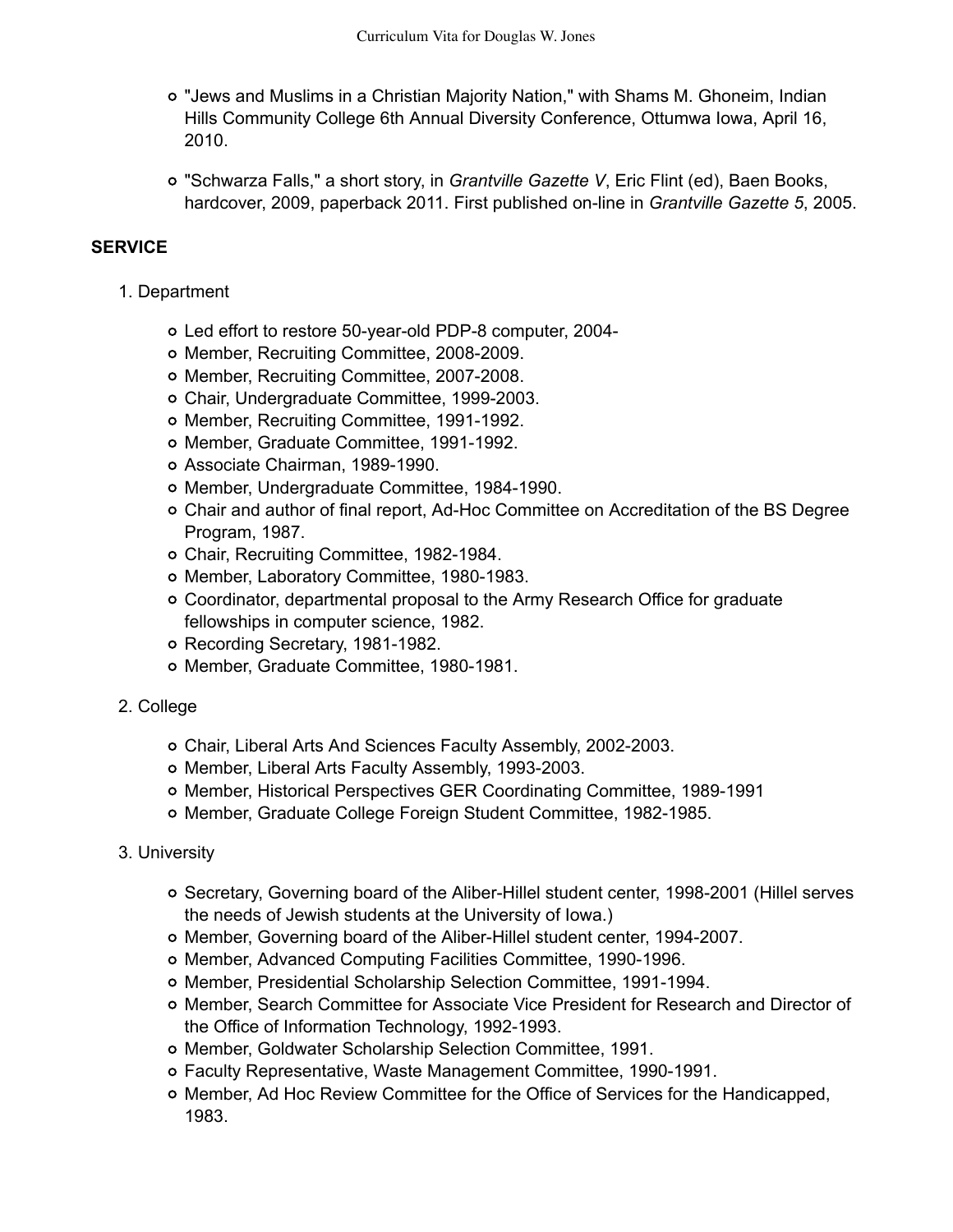- "Jews and Muslims in a Christian Majority Nation," with Shams M. Ghoneim, Indian Hills Community College 6th Annual Diversity Conference, Ottumwa Iowa, April 16, 2010.
- "Schwarza Falls," a short story, in *Grantville Gazette V*, Eric Flint (ed), Baen Books, hardcover, 2009, paperback 2011. First published on-line in *Grantville Gazette 5*, 2005.

**SERVICE**

1. Department
   - Led effort to restore 50-year-old PDP-8 computer, 2004-
   - Member, Recruiting Committee, 2008-2009.
   - Member, Recruiting Committee, 2007-2008.
   - Chair, Undergraduate Committee, 1999-2003.
   - Member, Recruiting Committee, 1991-1992.
   - Member, Graduate Committee, 1991-1992.
   - Associate Chairman, 1989-1990.
   - Member, Undergraduate Committee, 1984-1990.
   - Chair and author of final report, Ad-Hoc Committee on Accreditation of the BS Degree Program, 1987.
   - Chair, Recruiting Committee, 1982-1984.
   - Member, Laboratory Committee, 1980-1983.
   - Coordinator, departmental proposal to the Army Research Office for graduate fellowships in computer science, 1982.
   - Recording Secretary, 1981-1982.
   - Member, Graduate Committee, 1980-1981.

2. College
   - Chair, Liberal Arts And Sciences Faculty Assembly, 2002-2003.
   - Member, Liberal Arts Faculty Assembly, 1993-2003.
   - Member, Historical Perspectives GER Coordinating Committee, 1989-1991
   - Member, Graduate College Foreign Student Committee, 1982-1985.

3. University
   - Secretary, Governing board of the Aliber-Hillel student center, 1998-2001 (Hillel serves the needs of Jewish students at the University of Iowa.)
   - Member, Governing board of the Aliber-Hillel student center, 1994-2007.
   - Member, Advanced Computing Facilities Committee, 1990-1996.
   - Member, Presidential Scholarship Selection Committee, 1991-1994.
   - Member, Search Committee for Associate Vice President for Research and Director of the Office of Information Technology, 1992-1993.
   - Member, Goldwater Scholarship Selection Committee, 1991.
   - Faculty Representative, Waste Management Committee, 1990-1991.
   - Member, Ad Hoc Review Committee for the Office of Services for the Handicapped, 1983.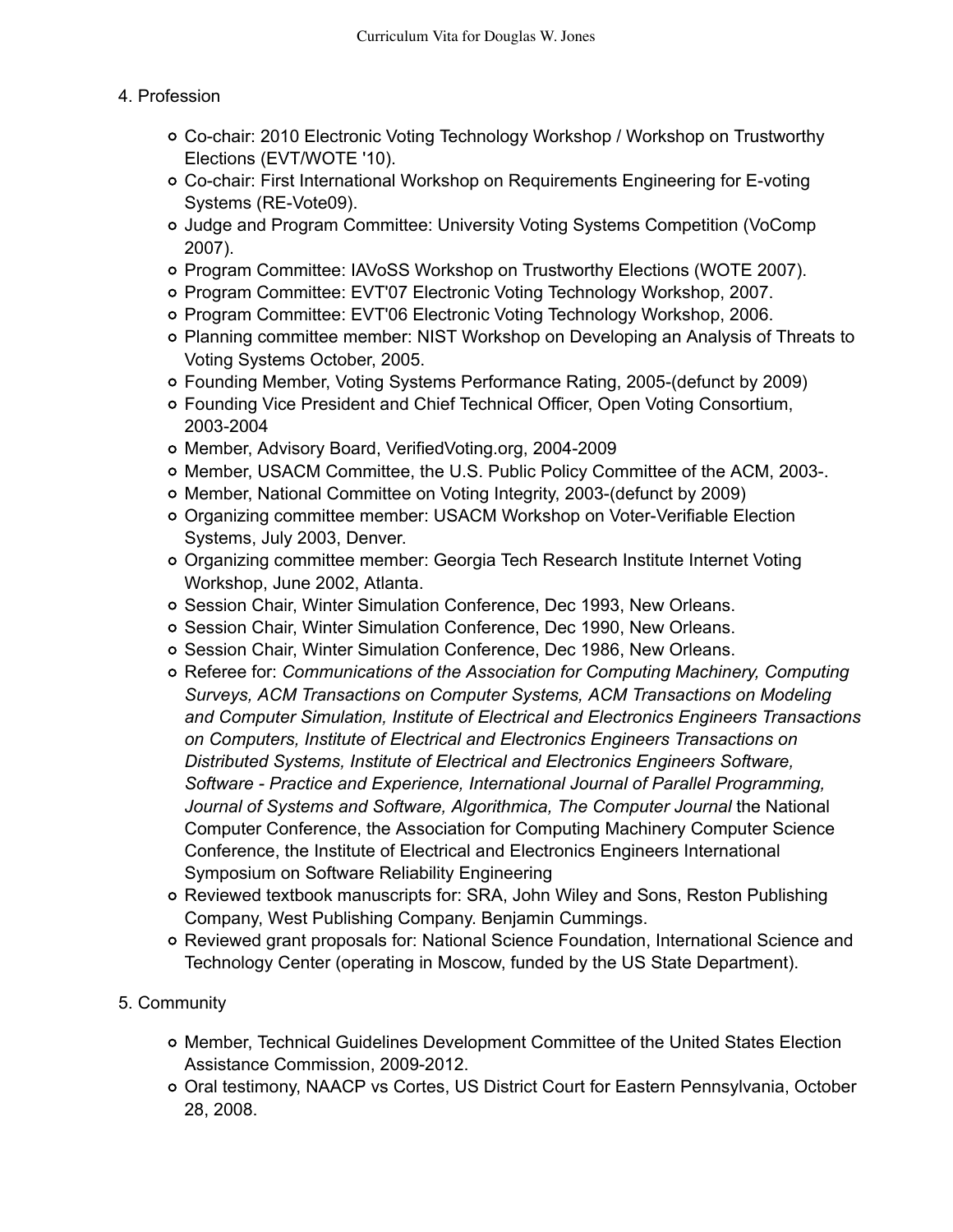4. Profession

    - Co-chair: 2010 Electronic Voting Technology Workshop / Workshop on Trustworthy Elections (EVT/WOTE '10).
    - Co-chair: First International Workshop on Requirements Engineering for E-voting Systems (RE-Vote09).
    - Judge and Program Committee: University Voting Systems Competition (VoComp 2007).
    - Program Committee: IAVoSS Workshop on Trustworthy Elections (WOTE 2007).
    - Program Committee: EVT'07 Electronic Voting Technology Workshop, 2007.
    - Program Committee: EVT'06 Electronic Voting Technology Workshop, 2006.
    - Planning committee member: NIST Workshop on Developing an Analysis of Threats to Voting Systems October, 2005.
    - Founding Member, Voting Systems Performance Rating, 2005-(defunct by 2009)
    - Founding Vice President and Chief Technical Officer, Open Voting Consortium, 2003-2004
    - Member, Advisory Board, VerifiedVoting.org, 2004-2009
    - Member, USACM Committee, the U.S. Public Policy Committee of the ACM, 2003-.
    - Member, National Committee on Voting Integrity, 2003-(defunct by 2009)
    - Organizing committee member: USACM Workshop on Voter-Verifiable Election Systems, July 2003, Denver.
    - Organizing committee member: Georgia Tech Research Institute Internet Voting Workshop, June 2002, Atlanta.
    - Session Chair, Winter Simulation Conference, Dec 1993, New Orleans.
    - Session Chair, Winter Simulation Conference, Dec 1990, New Orleans.
    - Session Chair, Winter Simulation Conference, Dec 1986, New Orleans.
    - Referee for: *Communications of the Association for Computing Machinery, Computing Surveys, ACM Transactions on Computer Systems, ACM Transactions on Modeling and Computer Simulation, Institute of Electrical and Electronics Engineers Transactions on Computers, Institute of Electrical and Electronics Engineers Transactions on Distributed Systems, Institute of Electrical and Electronics Engineers Software, Software - Practice and Experience, International Journal of Parallel Programming, Journal of Systems and Software, Algorithmica, The Computer Journal* the National Computer Conference, the Association for Computing Machinery Computer Science Conference, the Institute of Electrical and Electronics Engineers International Symposium on Software Reliability Engineering
    - Reviewed textbook manuscripts for: SRA, John Wiley and Sons, Reston Publishing Company, West Publishing Company. Benjamin Cummings.
    - Reviewed grant proposals for: National Science Foundation, International Science and Technology Center (operating in Moscow, funded by the US State Department).

5. Community

    - Member, Technical Guidelines Development Committee of the United States Election Assistance Commission, 2009-2012.
    - Oral testimony, NAACP vs Cortes, US District Court for Eastern Pennsylvania, October 28, 2008.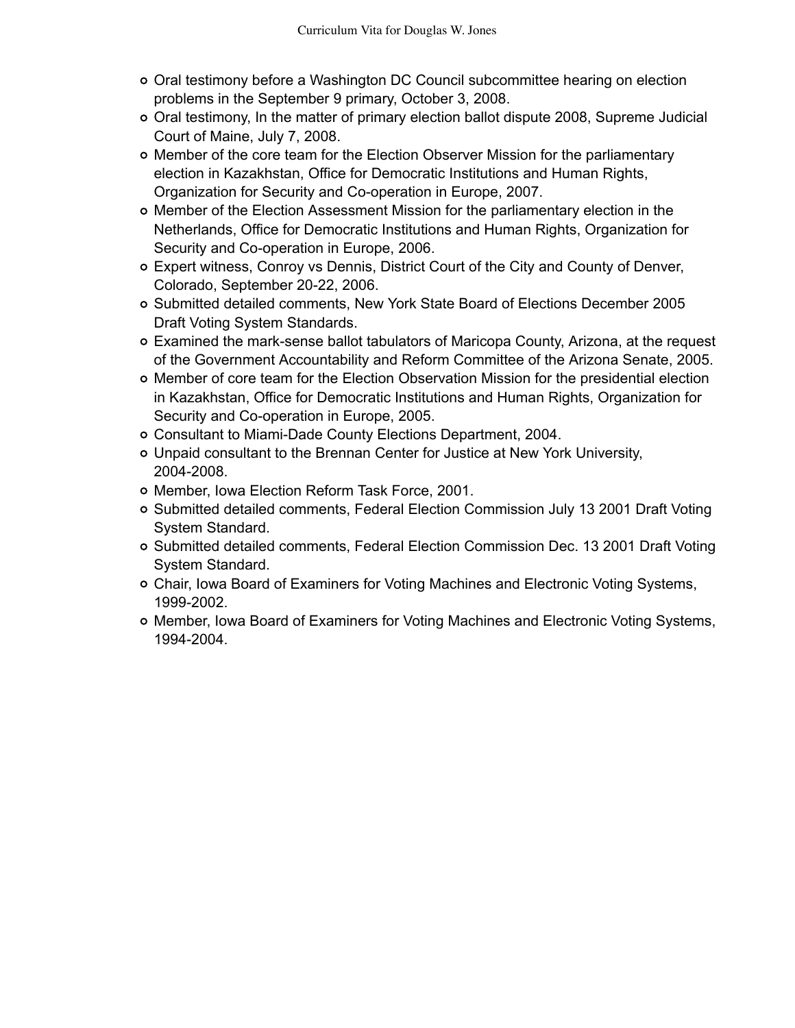- Oral testimony before a Washington DC Council subcommittee hearing on election problems in the September 9 primary, October 3, 2008.
- Oral testimony, In the matter of primary election ballot dispute 2008, Supreme Judicial Court of Maine, July 7, 2008.
- Member of the core team for the Election Observer Mission for the parliamentary election in Kazakhstan, Office for Democratic Institutions and Human Rights, Organization for Security and Co-operation in Europe, 2007.
- Member of the Election Assessment Mission for the parliamentary election in the Netherlands, Office for Democratic Institutions and Human Rights, Organization for Security and Co-operation in Europe, 2006.
- Expert witness, Conroy vs Dennis, District Court of the City and County of Denver, Colorado, September 20-22, 2006.
- Submitted detailed comments, New York State Board of Elections December 2005 Draft Voting System Standards.
- Examined the mark-sense ballot tabulators of Maricopa County, Arizona, at the request of the Government Accountability and Reform Committee of the Arizona Senate, 2005.
- Member of core team for the Election Observation Mission for the presidential election in Kazakhstan, Office for Democratic Institutions and Human Rights, Organization for Security and Co-operation in Europe, 2005.
- Consultant to Miami-Dade County Elections Department, 2004.
- Unpaid consultant to the Brennan Center for Justice at New York University, 2004-2008.
- Member, Iowa Election Reform Task Force, 2001.
- Submitted detailed comments, Federal Election Commission July 13 2001 Draft Voting System Standard.
- Submitted detailed comments, Federal Election Commission Dec. 13 2001 Draft Voting System Standard.
- Chair, Iowa Board of Examiners for Voting Machines and Electronic Voting Systems, 1999-2002.
- Member, Iowa Board of Examiners for Voting Machines and Electronic Voting Systems, 1994-2004.